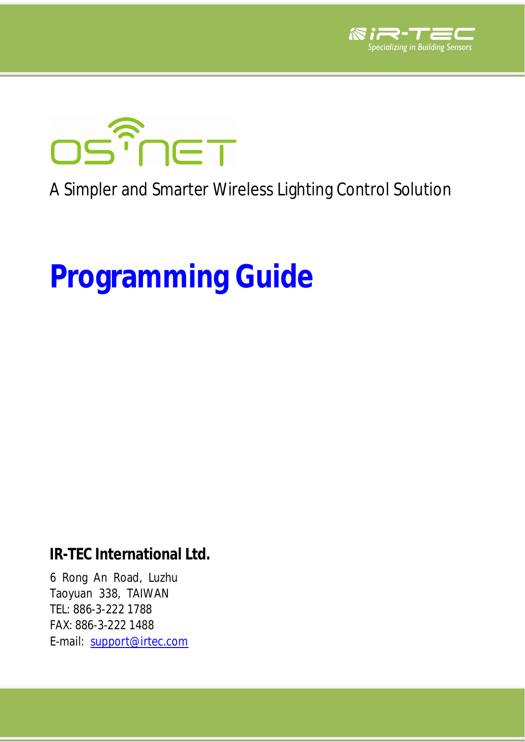OS NET

A Simpler and Smarter Wireless Lighting Control Solution

# Programming Guide

**IR-TEC International Ltd.**

6 Rong An Road, Luzhu
Taoyuan 338, TAIWAN
TEL: 886-3-222 1788
FAX: 886-3-222 1488
E-mail: support@irtec.com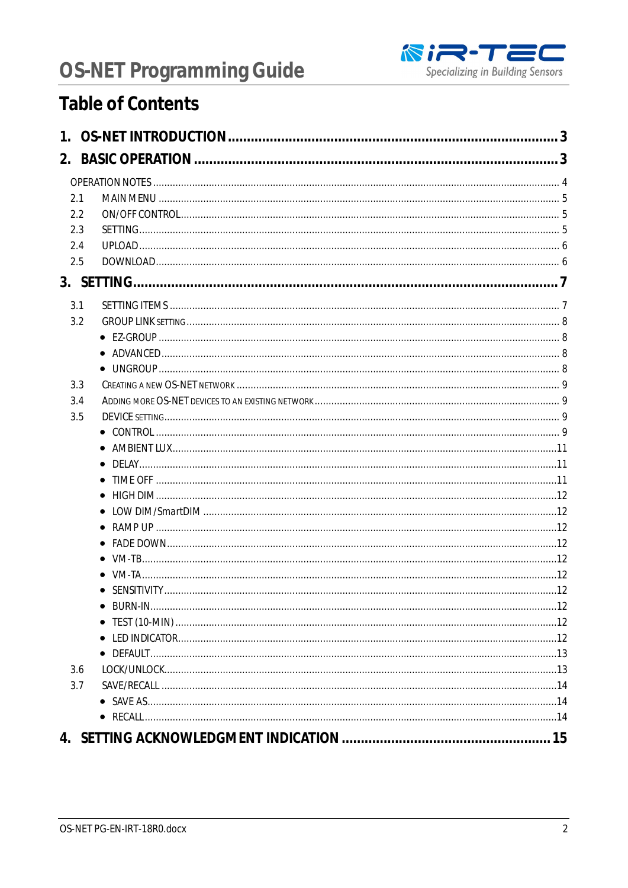# Table of Contents

**1. OS-NET INTRODUCTION ..... 3**

**2. BASIC OPERATION ..... 3**

- OPERATION NOTES ..... 4
- 2.1 MAIN MENU ..... 5
- 2.2 ON/OFF CONTROL ..... 5
- 2.3 SETTING ..... 5
- 2.4 UPLOAD ..... 6
- 2.5 DOWNLOAD ..... 6

**3. SETTING ..... 7**

- 3.1 SETTING ITEMS ..... 7
- 3.2 GROUP LINK SETTING ..... 8
  - EZ-GROUP ..... 8
  - ADVANCED ..... 8
  - UNGROUP ..... 8
- 3.3 CREATING A NEW OS-NET NETWORK ..... 9
- 3.4 ADDING MORE OS-NET DEVICES TO AN EXISTING NETWORK ..... 9
- 3.5 DEVICE SETTING ..... 9
  - CONTROL ..... 9
  - AMBIENT LUX ..... 11
  - DELAY ..... 11
  - TIME OFF ..... 11
  - HIGH DIM ..... 12
  - LOW DIM/SmartDIM ..... 12
  - RAMP UP ..... 12
  - FADE DOWN ..... 12
  - VM-TB ..... 12
  - VM-TA ..... 12
  - SENSITIVITY ..... 12
  - BURN-IN ..... 12
  - TEST (10-MIN) ..... 12
  - LED INDICATOR ..... 12
  - DEFAULT ..... 13
- 3.6 LOCK/UNLOCK ..... 13
- 3.7 SAVE/RECALL ..... 14
  - SAVE AS ..... 14
  - RECALL ..... 14

**4. SETTING ACKNOWLEDGMENT INDICATION ..... 15**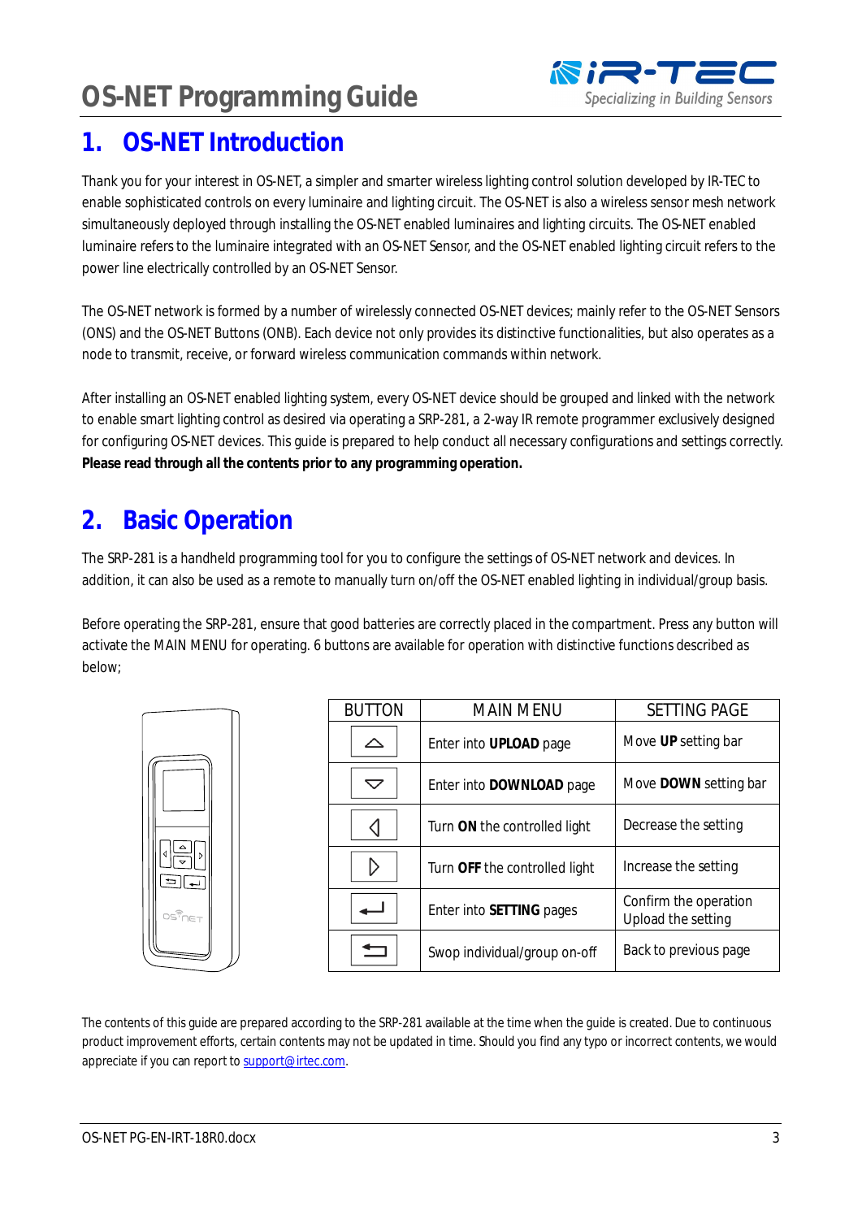# 1. OS-NET Introduction

Thank you for your interest in OS-NET, a simpler and smarter wireless lighting control solution developed by IR-TEC to enable sophisticated controls on every luminaire and lighting circuit. The OS-NET is also a wireless sensor mesh network simultaneously deployed through installing the OS-NET enabled luminaires and lighting circuits. The OS-NET enabled luminaire refers to the luminaire integrated with an OS-NET Sensor, and the OS-NET enabled lighting circuit refers to the power line electrically controlled by an OS-NET Sensor.

The OS-NET network is formed by a number of wirelessly connected OS-NET devices; mainly refer to the OS-NET Sensors (ONS) and the OS-NET Buttons (ONB). Each device not only provides its distinctive functionalities, but also operates as a node to transmit, receive, or forward wireless communication commands within network.

After installing an OS-NET enabled lighting system, every OS-NET device should be grouped and linked with the network to enable smart lighting control as desired via operating a SRP-281, a 2-way IR remote programmer exclusively designed for configuring OS-NET devices. This guide is prepared to help conduct all necessary configurations and settings correctly. **Please read through all the contents prior to any programming operation.**

# 2. Basic Operation

The SRP-281 is a handheld programming tool for you to configure the settings of OS-NET network and devices. In addition, it can also be used as a remote to manually turn on/off the OS-NET enabled lighting in individual/group basis.

Before operating the SRP-281, ensure that good batteries are correctly placed in the compartment. Press any button will activate the MAIN MENU for operating. 6 buttons are available for operation with distinctive functions described as below;

| BUTTON | MAIN MENU | SETTING PAGE |
|---|---|---|
| △ | Enter into **UPLOAD** page | Move **UP** setting bar |
| ▽ | Enter into **DOWNLOAD** page | Move **DOWN** setting bar |
| ◁ | Turn **ON** the controlled light | Decrease the setting |
| ▷ | Turn **OFF** the controlled light | Increase the setting |
| ↵ | Enter into **SETTING** pages | Confirm the operation<br>Upload the setting |
| ⮌ | Swop individual/group on-off | Back to previous page |

The contents of this guide are prepared according to the SRP-281 available at the time when the guide is created. Due to continuous product improvement efforts, certain contents may not be updated in time. Should you find any typo or incorrect contents, we would appreciate if you can report to support@irtec.com.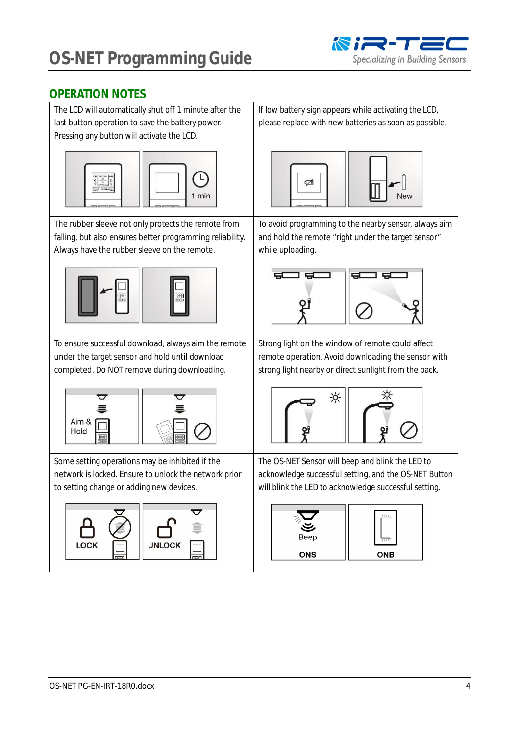## OPERATION NOTES

| | |
|---|---|
| The LCD will automatically shut off 1 minute after the last button operation to save the battery power. Pressing any button will activate the LCD. | If low battery sign appears while activating the LCD, please replace with new batteries as soon as possible. |
| The rubber sleeve not only protects the remote from falling, but also ensures better programming reliability. Always have the rubber sleeve on the remote. | To avoid programming to the nearby sensor, always aim and hold the remote "right under the target sensor" while uploading. |
| To ensure successful download, always aim the remote under the target sensor and hold until download completed. Do NOT remove during downloading. | Strong light on the window of remote could affect remote operation. Avoid downloading the sensor with strong light nearby or direct sunlight from the back. |
| Some setting operations may be inhibited if the network is locked. Ensure to unlock the network prior to setting change or adding new devices. | The OS-NET Sensor will beep and blink the LED to acknowledge successful setting, and the OS-NET Button will blink the LED to acknowledge successful setting. |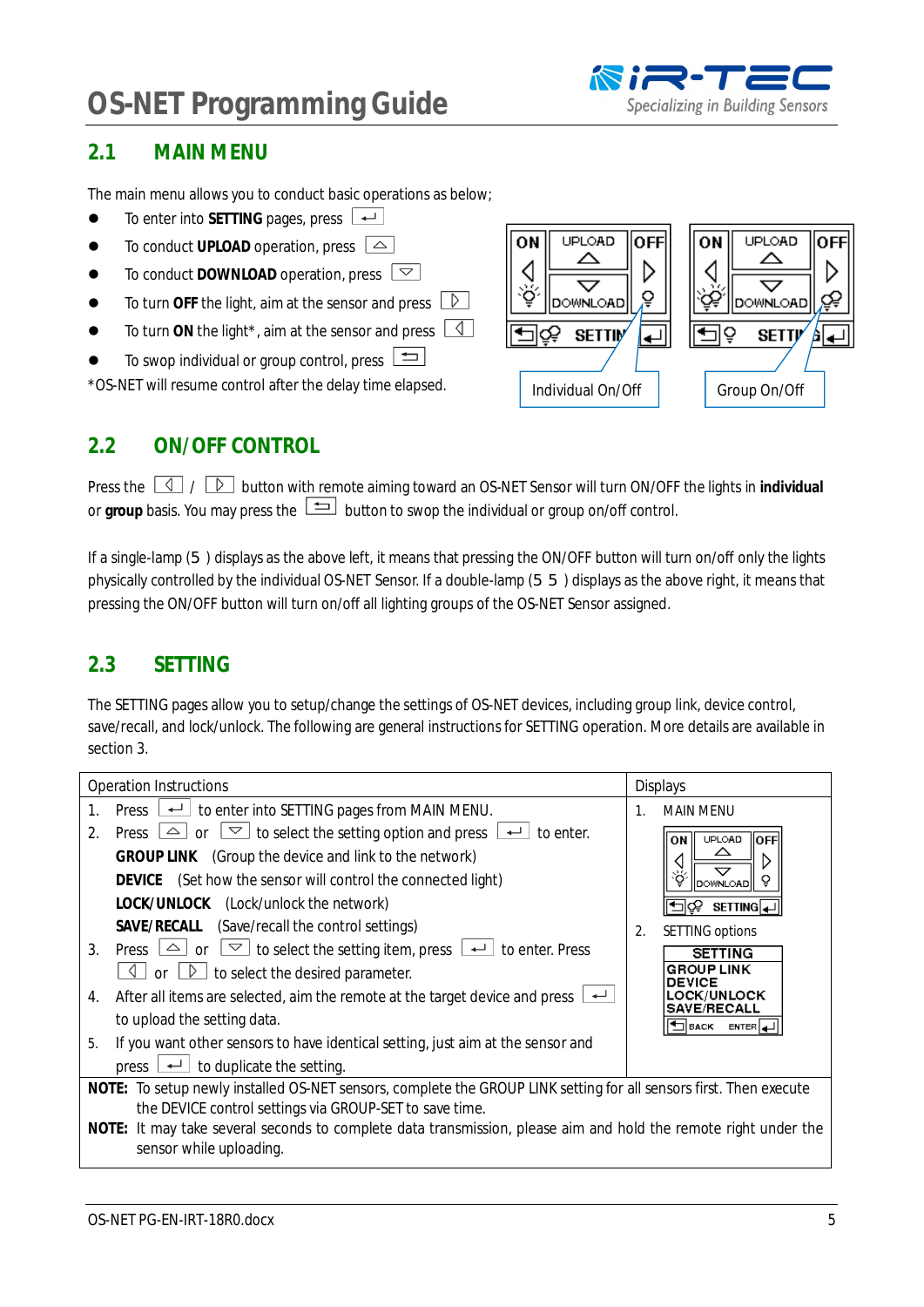## 2.1 MAIN MENU

The main menu allows you to conduct basic operations as below;

- To enter into **SETTING** pages, press ↵
- To conduct **UPLOAD** operation, press △
- To conduct **DOWNLOAD** operation, press ▽
- To turn **OFF** the light, aim at the sensor and press ▷
- To turn **ON** the light*, aim at the sensor and press ◁
- To swop individual or group control, press ⇆

*OS-NET will resume control after the delay time elapsed.

Individual On/Off

Group On/Off

## 2.2 ON/OFF CONTROL

Press the ◁ / ▷ button with remote aiming toward an OS-NET Sensor will turn ON/OFF the lights in **individual** or **group** basis. You may press the ⇆ button to swop the individual or group on/off control.

If a single-lamp (⚲ ) displays as the above left, it means that pressing the ON/OFF button will turn on/off only the lights physically controlled by the individual OS-NET Sensor. If a double-lamp (⚲⚲ ) displays as the above right, it means that pressing the ON/OFF button will turn on/off all lighting groups of the OS-NET Sensor assigned.

## 2.3 SETTING

The SETTING pages allow you to setup/change the settings of OS-NET devices, including group link, device control, save/recall, and lock/unlock. The following are general instructions for SETTING operation. More details are available in section 3.

| Operation Instructions | Displays |
|---|---|
| 1. Press ↵ to enter into SETTING pages from MAIN MENU.<br>2. Press △ or ▽ to select the setting option and press ↵ to enter.<br>**GROUP LINK** (Group the device and link to the network)<br>**DEVICE** (Set how the sensor will control the connected light)<br>**LOCK/UNLOCK** (Lock/unlock the network)<br>**SAVE/RECALL** (Save/recall the control settings)<br>3. Press △ or ▽ to select the setting item, press ↵ to enter. Press ◁ or ▷ to select the desired parameter.<br>4. After all items are selected, aim the remote at the target device and press ↵ to upload the setting data.<br>5. If you want other sensors to have identical setting, just aim at the sensor and press ↵ to duplicate the setting. | 1. MAIN MENU<br>ON / UPLOAD / OFF / DOWNLOAD / SETTING<br>2. SETTING options<br>SETTING<br>GROUP LINK<br>DEVICE<br>LOCK/UNLOCK<br>SAVE/RECALL<br>BACK ENTER |

**NOTE:** To setup newly installed OS-NET sensors, complete the GROUP LINK setting for all sensors first. Then execute the DEVICE control settings via GROUP-SET to save time.

**NOTE:** It may take several seconds to complete data transmission, please aim and hold the remote right under the sensor while uploading.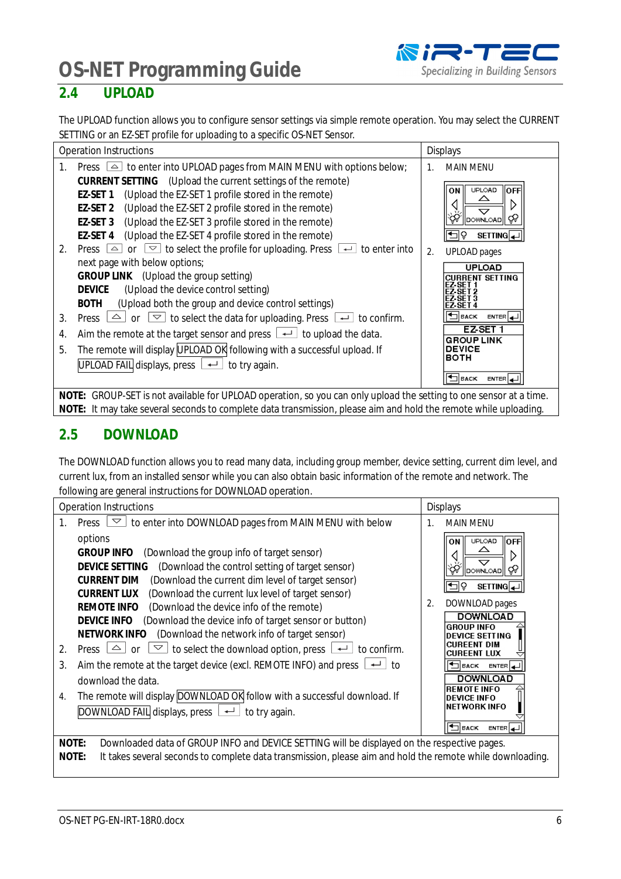## 2.4 UPLOAD

The UPLOAD function allows you to configure sensor settings via simple remote operation. You may select the CURRENT SETTING or an EZ-SET profile for uploading to a specific OS-NET Sensor.

| Operation Instructions | Displays |
|---|---|
| 1. Press [△] to enter into UPLOAD pages from MAIN MENU with options below;<br>**CURRENT SETTING** (Upload the current settings of the remote)<br>**EZ-SET 1** (Upload the EZ-SET 1 profile stored in the remote)<br>**EZ-SET 2** (Upload the EZ-SET 2 profile stored in the remote)<br>**EZ-SET 3** (Upload the EZ-SET 3 profile stored in the remote)<br>**EZ-SET 4** (Upload the EZ-SET 4 profile stored in the remote)<br>2. Press [△] or [▽] to select the profile for uploading. Press [↵] to enter into next page with below options;<br>**GROUP LINK** (Upload the group setting)<br>**DEVICE** (Upload the device control setting)<br>**BOTH** (Upload both the group and device control settings)<br>3. Press [△] or [▽] to select the data for uploading. Press [↵] to confirm.<br>4. Aim the remote at the target sensor and press [↵] to upload the data.<br>5. The remote will display UPLOAD OK following with a successful upload. If UPLOAD FAIL displays, press [↵] to try again. | 1. MAIN MENU<br>ON / UPLOAD / OFF / DOWNLOAD / SETTING<br>2. UPLOAD pages<br>UPLOAD: CURRENT SETTING, EZ-SET 1, EZ-SET 2, EZ-SET 3, EZ-SET 4 (BACK / ENTER)<br>EZ-SET 1: GROUP LINK, DEVICE, BOTH (BACK / ENTER) |

**NOTE:** GROUP-SET is not available for UPLOAD operation, so you can only upload the setting to one sensor at a time.
**NOTE:** It may take several seconds to complete data transmission, please aim and hold the remote while uploading.

## 2.5 DOWNLOAD

The DOWNLOAD function allows you to read many data, including group member, device setting, current dim level, and current lux, from an installed sensor while you can also obtain basic information of the remote and network. The following are general instructions for DOWNLOAD operation.

| Operation Instructions | Displays |
|---|---|
| 1. Press [▽] to enter into DOWNLOAD pages from MAIN MENU with below options<br>**GROUP INFO** (Download the group info of target sensor)<br>**DEVICE SETTING** (Download the control setting of target sensor)<br>**CURRENT DIM** (Download the current dim level of target sensor)<br>**CURRENT LUX** (Download the current lux level of target sensor)<br>**REMOTE INFO** (Download the device info of the remote)<br>**DEVICE INFO** (Download the device info of target sensor or button)<br>**NETWORK INFO** (Download the network info of target sensor)<br>2. Press [△] or [▽] to select the download option, press [↵] to confirm.<br>3. Aim the remote at the target device (excl. REMOTE INFO) and press [↵] to download the data.<br>4. The remote will display DOWNLOAD OK follow with a successful download. If DOWNLOAD FAIL displays, press [↵] to try again. | 1. MAIN MENU<br>ON / UPLOAD / OFF / DOWNLOAD / SETTING<br>2. DOWNLOAD pages<br>DOWNLOAD: GROUP INFO, DEVICE SETTING, CUREENT DIM, CUREENT LUX (BACK / ENTER)<br>DOWNLOAD: REMOTE INFO, DEVICE INFO, NETWORK INFO (BACK / ENTER) |

**NOTE:** Downloaded data of GROUP INFO and DEVICE SETTING will be displayed on the respective pages.
**NOTE:** It takes several seconds to complete data transmission, please aim and hold the remote while downloading.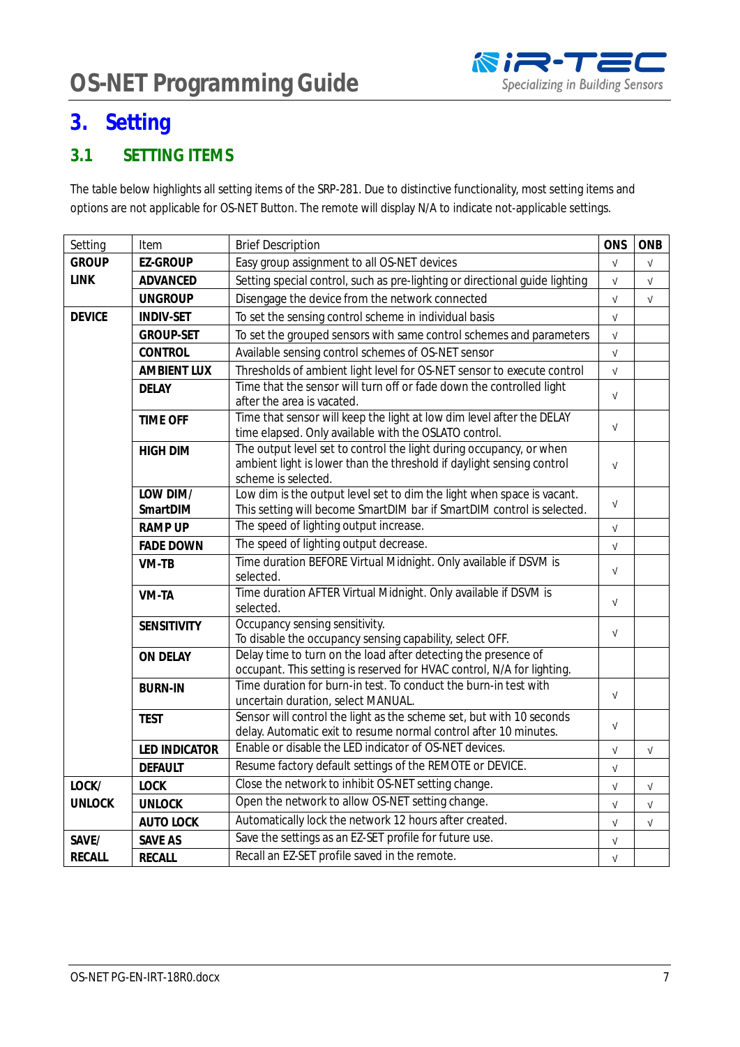# 3. Setting

## 3.1 SETTING ITEMS

The table below highlights all setting items of the SRP-281. Due to distinctive functionality, most setting items and options are not applicable for OS-NET Button. The remote will display N/A to indicate not-applicable settings.

| Setting | Item | Brief Description | ONS | ONB |
|---|---|---|---|---|
| **GROUP LINK** | **EZ-GROUP** | Easy group assignment to all OS-NET devices | √ | √ |
| | **ADVANCED** | Setting special control, such as pre-lighting or directional guide lighting | √ | √ |
| | **UNGROUP** | Disengage the device from the network connected | √ | √ |
| **DEVICE** | **INDIV-SET** | To set the sensing control scheme in individual basis | √ | |
| | **GROUP-SET** | To set the grouped sensors with same control schemes and parameters | √ | |
| | **CONTROL** | Available sensing control schemes of OS-NET sensor | √ | |
| | **AMBIENT LUX** | Thresholds of ambient light level for OS-NET sensor to execute control | √ | |
| | **DELAY** | Time that the sensor will turn off or fade down the controlled light after the area is vacated. | √ | |
| | **TIME OFF** | Time that sensor will keep the light at low dim level after the DELAY time elapsed. Only available with the OSLATO control. | √ | |
| | **HIGH DIM** | The output level set to control the light during occupancy, or when ambient light is lower than the threshold if daylight sensing control scheme is selected. | √ | |
| | **LOW DIM/ SmartDIM** | Low dim is the output level set to dim the light when space is vacant. This setting will become SmartDIM bar if SmartDIM control is selected. | √ | |
| | **RAMP UP** | The speed of lighting output increase. | √ | |
| | **FADE DOWN** | The speed of lighting output decrease. | √ | |
| | **VM-TB** | Time duration BEFORE Virtual Midnight. Only available if DSVM is selected. | √ | |
| | **VM-TA** | Time duration AFTER Virtual Midnight. Only available if DSVM is selected. | √ | |
| | **SENSITIVITY** | Occupancy sensing sensitivity. To disable the occupancy sensing capability, select OFF. | √ | |
| | **ON DELAY** | Delay time to turn on the load after detecting the presence of occupant. This setting is reserved for HVAC control, N/A for lighting. | | |
| | **BURN-IN** | Time duration for burn-in test. To conduct the burn-in test with uncertain duration, select MANUAL. | √ | |
| | **TEST** | Sensor will control the light as the scheme set, but with 10 seconds delay. Automatic exit to resume normal control after 10 minutes. | √ | |
| | **LED INDICATOR** | Enable or disable the LED indicator of OS-NET devices. | √ | √ |
| | **DEFAULT** | Resume factory default settings of the REMOTE or DEVICE. | √ | |
| **LOCK/ UNLOCK** | **LOCK** | Close the network to inhibit OS-NET setting change. | √ | √ |
| | **UNLOCK** | Open the network to allow OS-NET setting change. | √ | √ |
| | **AUTO LOCK** | Automatically lock the network 12 hours after created. | √ | √ |
| **SAVE/ RECALL** | **SAVE AS** | Save the settings as an EZ-SET profile for future use. | √ | |
| | **RECALL** | Recall an EZ-SET profile saved in the remote. | √ | |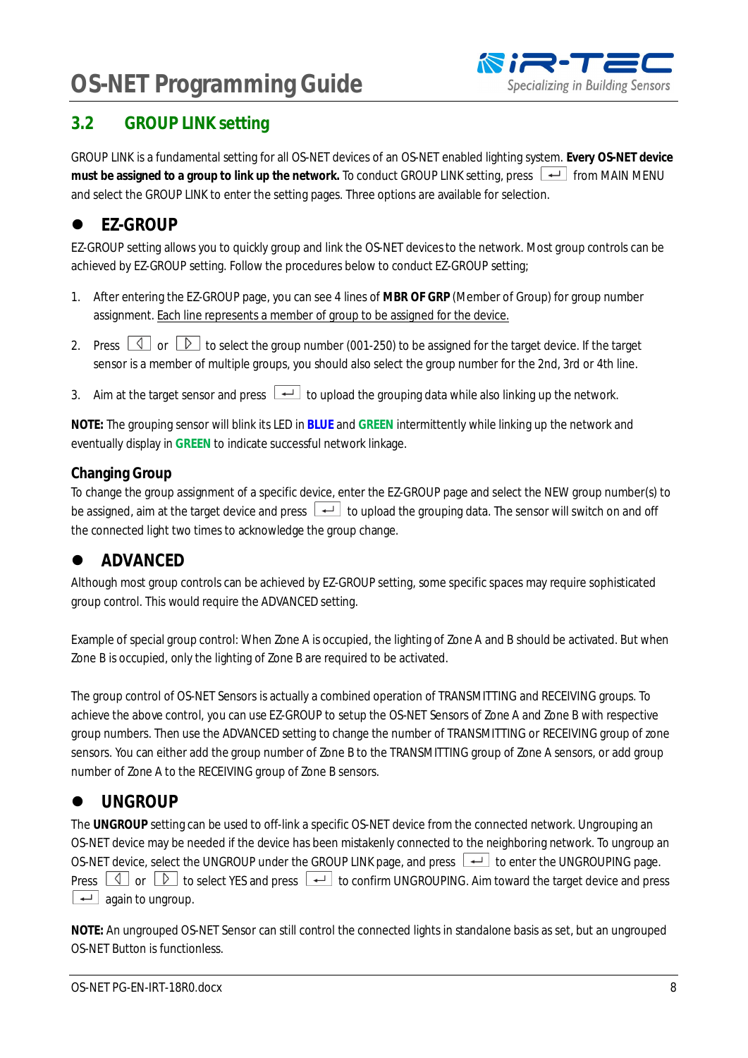## 3.2 GROUP LINK setting

GROUP LINK is a fundamental setting for all OS-NET devices of an OS-NET enabled lighting system. **Every OS-NET device must be assigned to a group to link up the network.** To conduct GROUP LINK setting, press ↵ from MAIN MENU and select the GROUP LINK to enter the setting pages. Three options are available for selection.

- ### EZ-GROUP

EZ-GROUP setting allows you to quickly group and link the OS-NET devices to the network. Most group controls can be achieved by EZ-GROUP setting. Follow the procedures below to conduct EZ-GROUP setting;

1. After entering the EZ-GROUP page, you can see 4 lines of **MBR OF GRP** (Member of Group) for group number assignment. Each line represents a member of group to be assigned for the device.
2. Press ◁ or ▷ to select the group number (001-250) to be assigned for the target device. If the target sensor is a member of multiple groups, you should also select the group number for the 2nd, 3rd or 4th line.
3. Aim at the target sensor and press ↵ to upload the grouping data while also linking up the network.

**NOTE:** The grouping sensor will blink its LED in **BLUE** and **GREEN** intermittently while linking up the network and eventually display in **GREEN** to indicate successful network linkage.

### Changing Group

To change the group assignment of a specific device, enter the EZ-GROUP page and select the NEW group number(s) to be assigned, aim at the target device and press ↵ to upload the grouping data. The sensor will switch on and off the connected light two times to acknowledge the group change.

- ### ADVANCED

Although most group controls can be achieved by EZ-GROUP setting, some specific spaces may require sophisticated group control. This would require the ADVANCED setting.

Example of special group control: When Zone A is occupied, the lighting of Zone A and B should be activated. But when Zone B is occupied, only the lighting of Zone B are required to be activated.

The group control of OS-NET Sensors is actually a combined operation of TRANSMITTING and RECEIVING groups. To achieve the above control, you can use EZ-GROUP to setup the OS-NET Sensors of Zone A and Zone B with respective group numbers. Then use the ADVANCED setting to change the number of TRANSMITTING or RECEIVING group of zone sensors. You can either add the group number of Zone B to the TRANSMITTING group of Zone A sensors, or add group number of Zone A to the RECEIVING group of Zone B sensors.

- ### UNGROUP

The **UNGROUP** setting can be used to off-link a specific OS-NET device from the connected network. Ungrouping an OS-NET device may be needed if the device has been mistakenly connected to the neighboring network. To ungroup an OS-NET device, select the UNGROUP under the GROUP LINK page, and press ↵ to enter the UNGROUPING page. Press ◁ or ▷ to select YES and press ↵ to confirm UNGROUPING. Aim toward the target device and press ↵ again to ungroup.

**NOTE:** An ungrouped OS-NET Sensor can still control the connected lights in standalone basis as set, but an ungrouped OS-NET Button is functionless.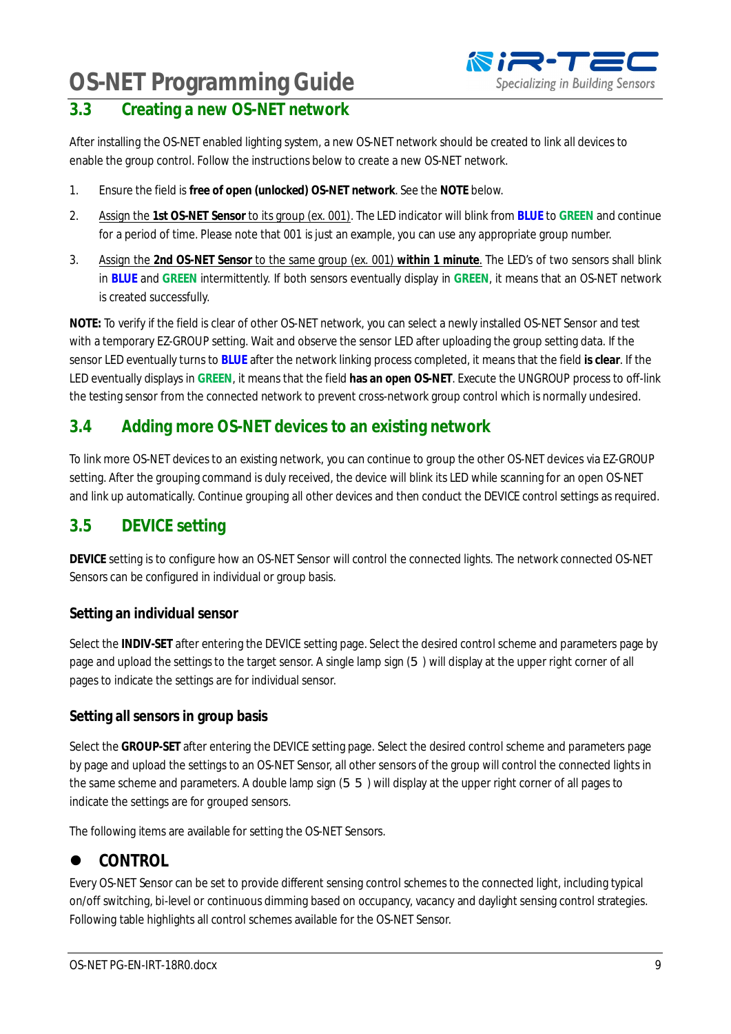## 3.3 Creating a new OS-NET network

After installing the OS-NET enabled lighting system, a new OS-NET network should be created to link all devices to enable the group control. Follow the instructions below to create a new OS-NET network.

1. Ensure the field is **free of open (unlocked) OS-NET network**. See the **NOTE** below.
2. Assign the **1st OS-NET Sensor** to its group (ex. 001). The LED indicator will blink from **BLUE** to **GREEN** and continue for a period of time. Please note that 001 is just an example, you can use any appropriate group number.
3. Assign the **2nd OS-NET Sensor** to the same group (ex. 001) **within 1 minute**. The LED's of two sensors shall blink in **BLUE** and **GREEN** intermittently. If both sensors eventually display in **GREEN**, it means that an OS-NET network is created successfully.

**NOTE:** To verify if the field is clear of other OS-NET network, you can select a newly installed OS-NET Sensor and test with a temporary EZ-GROUP setting. Wait and observe the sensor LED after uploading the group setting data. If the sensor LED eventually turns to **BLUE** after the network linking process completed, it means that the field **is clear**. If the LED eventually displays in **GREEN**, it means that the field **has an open OS-NET**. Execute the UNGROUP process to off-link the testing sensor from the connected network to prevent cross-network group control which is normally undesired.

## 3.4 Adding more OS-NET devices to an existing network

To link more OS-NET devices to an existing network, you can continue to group the other OS-NET devices via EZ-GROUP setting. After the grouping command is duly received, the device will blink its LED while scanning for an open OS-NET and link up automatically. Continue grouping all other devices and then conduct the DEVICE control settings as required.

## 3.5 DEVICE setting

**DEVICE** setting is to configure how an OS-NET Sensor will control the connected lights. The network connected OS-NET Sensors can be configured in individual or group basis.

### Setting an individual sensor

Select the **INDIV-SET** after entering the DEVICE setting page. Select the desired control scheme and parameters page by page and upload the settings to the target sensor. A single lamp sign (5 ) will display at the upper right corner of all pages to indicate the settings are for individual sensor.

### Setting all sensors in group basis

Select the **GROUP-SET** after entering the DEVICE setting page. Select the desired control scheme and parameters page by page and upload the settings to an OS-NET Sensor, all other sensors of the group will control the connected lights in the same scheme and parameters. A double lamp sign (5 5 ) will display at the upper right corner of all pages to indicate the settings are for grouped sensors.

The following items are available for setting the OS-NET Sensors.

- **CONTROL**

Every OS-NET Sensor can be set to provide different sensing control schemes to the connected light, including typical on/off switching, bi-level or continuous dimming based on occupancy, vacancy and daylight sensing control strategies. Following table highlights all control schemes available for the OS-NET Sensor.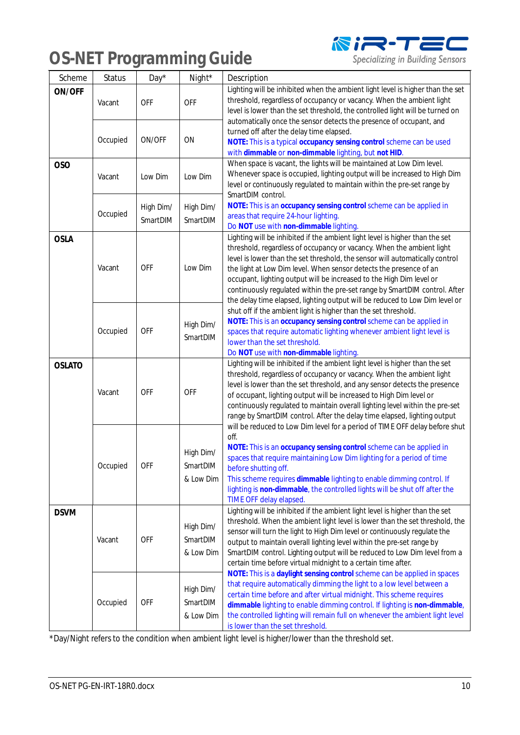# OS-NET Programming Guide

| Scheme | Status | Day* | Night* | Description |
|---|---|---|---|---|
| **ON/OFF** | Vacant | OFF | OFF | Lighting will be inhibited when the ambient light level is higher than the set threshold, regardless of occupancy or vacancy. When the ambient light level is lower than the set threshold, the controlled light will be turned on automatically once the sensor detects the presence of occupant, and turned off after the delay time elapsed. **NOTE:** This is a typical **occupancy sensing control** scheme can be used with **dimmable** or **non-dimmable** lighting, but **not HID**. |
| | Occupied | ON/OFF | ON | |
| **OSO** | Vacant | Low Dim | Low Dim | When space is vacant, the lights will be maintained at Low Dim level. Whenever space is occupied, lighting output will be increased to High Dim level or continuously regulated to maintain within the pre-set range by SmartDIM control. **NOTE:** This is an **occupancy sensing control** scheme can be applied in areas that require 24-hour lighting. Do **NOT** use with **non-dimmable** lighting. |
| | Occupied | High Dim/ SmartDIM | High Dim/ SmartDIM | |
| **OSLA** | Vacant | OFF | Low Dim | Lighting will be inhibited if the ambient light level is higher than the set threshold, regardless of occupancy or vacancy. When the ambient light level is lower than the set threshold, the sensor will automatically control the light at Low Dim level. When sensor detects the presence of an occupant, lighting output will be increased to the High Dim level or continuously regulated within the pre-set range by SmartDIM control. After the delay time elapsed, lighting output will be reduced to Low Dim level or shut off if the ambient light is higher than the set threshold. **NOTE:** This is an **occupancy sensing control** scheme can be applied in spaces that require automatic lighting whenever ambient light level is lower than the set threshold. Do **NOT** use with **non-dimmable** lighting. |
| | Occupied | OFF | High Dim/ SmartDIM | |
| **OSLATO** | Vacant | OFF | OFF | Lighting will be inhibited if the ambient light level is higher than the set threshold, regardless of occupancy or vacancy. When the ambient light level is lower than the set threshold, and any sensor detects the presence of occupant, lighting output will be increased to High Dim level or continuously regulated to maintain overall lighting level within the pre-set range by SmartDIM control. After the delay time elapsed, lighting output will be reduced to Low Dim level for a period of TIME OFF delay before shut off. **NOTE:** This is an **occupancy sensing control** scheme can be applied in spaces that require maintaining Low Dim lighting for a period of time before shutting off. This scheme requires **dimmable** lighting to enable dimming control. If lighting is **non-dimmable**, the controlled lights will be shut off after the TIME OFF delay elapsed. |
| | Occupied | OFF | High Dim/ SmartDIM & Low Dim | |
| **DSVM** | Vacant | OFF | High Dim/ SmartDIM & Low Dim | Lighting will be inhibited if the ambient light level is higher than the set threshold. When the ambient light level is lower than the set threshold, the sensor will turn the light to High Dim level or continuously regulate the output to maintain overall lighting level within the pre-set range by SmartDIM control. Lighting output will be reduced to Low Dim level from a certain time before virtual midnight to a certain time after. **NOTE:** This is a **daylight sensing control** scheme can be applied in spaces that require automatically dimming the light to a low level between a certain time before and after virtual midnight. This scheme requires **dimmable** lighting to enable dimming control. If lighting is **non-dimmable**, the controlled lighting will remain full on whenever the ambient light level is lower than the set threshold. |
| | Occupied | OFF | High Dim/ SmartDIM & Low Dim | |

*Day/Night refers to the condition when ambient light level is higher/lower than the threshold set.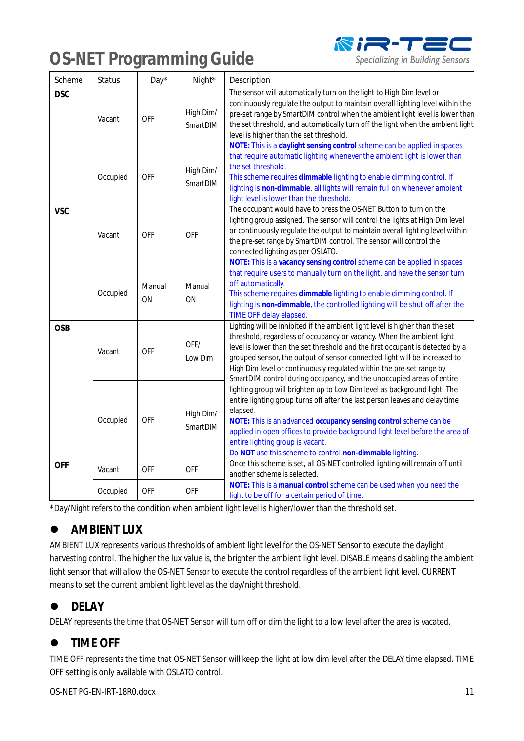| Scheme | Status | Day* | Night* | Description |
|---|---|---|---|---|
| **DSC** | Vacant | OFF | High Dim/ SmartDIM | The sensor will automatically turn on the light to High Dim level or continuously regulate the output to maintain overall lighting level within the pre-set range by SmartDIM control when the ambient light level is lower than the set threshold, and automatically turn off the light when the ambient light level is higher than the set threshold. **NOTE:** This is a **daylight sensing control** scheme can be applied in spaces that require automatic lighting whenever the ambient light is lower than the set threshold. This scheme requires **dimmable** lighting to enable dimming control. If lighting is **non-dimmable**, all lights will remain full on whenever ambient light level is lower than the threshold. |
| | Occupied | OFF | High Dim/ SmartDIM | |
| **VSC** | Vacant | OFF | OFF | The occupant would have to press the OS-NET Button to turn on the lighting group assigned. The sensor will control the lights at High Dim level or continuously regulate the output to maintain overall lighting level within the pre-set range by SmartDIM control. The sensor will control the connected lighting as per OSLATO. **NOTE:** This is a **vacancy sensing control** scheme can be applied in spaces that require users to manually turn on the light, and have the sensor turn off automatically. This scheme requires **dimmable** lighting to enable dimming control. If lighting is **non-dimmable**, the controlled lighting will be shut off after the TIME OFF delay elapsed. |
| | Occupied | Manual ON | Manual ON | |
| **OSB** | Vacant | OFF | OFF/ Low Dim | Lighting will be inhibited if the ambient light level is higher than the set threshold, regardless of occupancy or vacancy. When the ambient light level is lower than the set threshold and the first occupant is detected by a grouped sensor, the output of sensor connected light will be increased to High Dim level or continuously regulated within the pre-set range by SmartDIM control during occupancy, and the unoccupied areas of entire lighting group will brighten up to Low Dim level as background light. The entire lighting group turns off after the last person leaves and delay time elapsed. **NOTE:** This is an advanced **occupancy sensing control** scheme can be applied in open offices to provide background light level before the area of entire lighting group is vacant. Do **NOT** use this scheme to control **non-dimmable** lighting. |
| | Occupied | OFF | High Dim/ SmartDIM | |
| **OFF** | Vacant | OFF | OFF | Once this scheme is set, all OS-NET controlled lighting will remain off until another scheme is selected. **NOTE:** This is a **manual control** scheme can be used when you need the light to be off for a certain period of time. |
| | Occupied | OFF | OFF | |

*Day/Night refers to the condition when ambient light level is higher/lower than the threshold set.

- ## AMBIENT LUX

AMBIENT LUX represents various thresholds of ambient light level for the OS-NET Sensor to execute the daylight harvesting control. The higher the lux value is, the brighter the ambient light level. DISABLE means disabling the ambient light sensor that will allow the OS-NET Sensor to execute the control regardless of the ambient light level. CURRENT means to set the current ambient light level as the day/night threshold.

- ## DELAY

DELAY represents the time that OS-NET Sensor will turn off or dim the light to a low level after the area is vacated.

- ## TIME OFF

TIME OFF represents the time that OS-NET Sensor will keep the light at low dim level after the DELAY time elapsed. TIME OFF setting is only available with OSLATO control.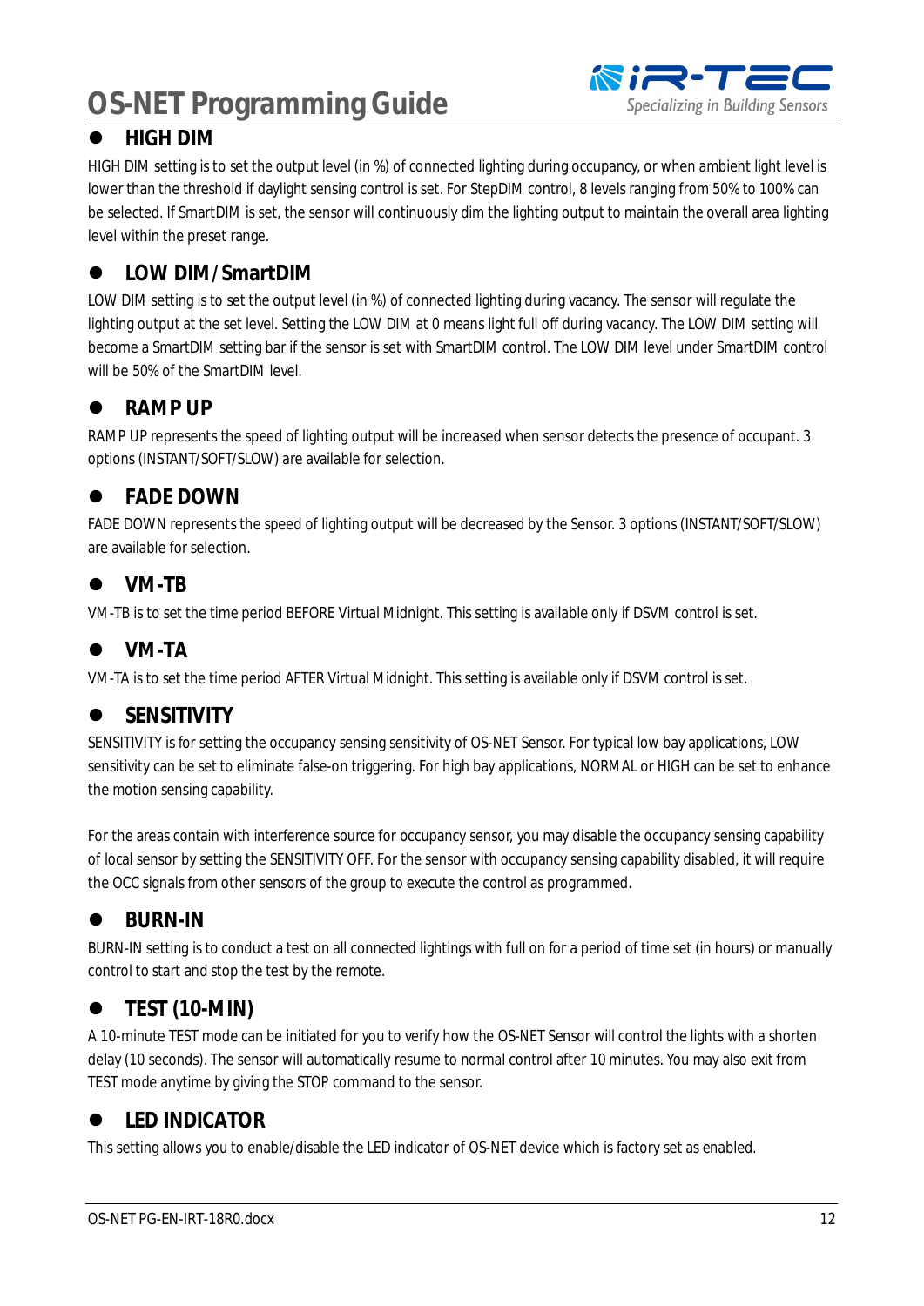- **HIGH DIM**

HIGH DIM setting is to set the output level (in %) of connected lighting during occupancy, or when ambient light level is lower than the threshold if daylight sensing control is set. For StepDIM control, 8 levels ranging from 50% to 100% can be selected. If SmartDIM is set, the sensor will continuously dim the lighting output to maintain the overall area lighting level within the preset range.

- **LOW DIM / SmartDIM**

LOW DIM setting is to set the output level (in %) of connected lighting during vacancy. The sensor will regulate the lighting output at the set level. Setting the LOW DIM at 0 means light full off during vacancy. The LOW DIM setting will become a SmartDIM setting bar if the sensor is set with SmartDIM control. The LOW DIM level under SmartDIM control will be 50% of the SmartDIM level.

- **RAMP UP**

RAMP UP represents the speed of lighting output will be increased when sensor detects the presence of occupant. 3 options (INSTANT/SOFT/SLOW) are available for selection.

- **FADE DOWN**

FADE DOWN represents the speed of lighting output will be decreased by the Sensor. 3 options (INSTANT/SOFT/SLOW) are available for selection.

- **VM-TB**

VM-TB is to set the time period BEFORE Virtual Midnight. This setting is available only if DSVM control is set.

- **VM-TA**

VM-TA is to set the time period AFTER Virtual Midnight. This setting is available only if DSVM control is set.

- **SENSITIVITY**

SENSITIVITY is for setting the occupancy sensing sensitivity of OS-NET Sensor. For typical low bay applications, LOW sensitivity can be set to eliminate false-on triggering. For high bay applications, NORMAL or HIGH can be set to enhance the motion sensing capability.

For the areas contain with interference source for occupancy sensor, you may disable the occupancy sensing capability of local sensor by setting the SENSITIVITY OFF. For the sensor with occupancy sensing capability disabled, it will require the OCC signals from other sensors of the group to execute the control as programmed.

- **BURN-IN**

BURN-IN setting is to conduct a test on all connected lightings with full on for a period of time set (in hours) or manually control to start and stop the test by the remote.

- **TEST (10-MIN)**

A 10-minute TEST mode can be initiated for you to verify how the OS-NET Sensor will control the lights with a shorten delay (10 seconds). The sensor will automatically resume to normal control after 10 minutes. You may also exit from TEST mode anytime by giving the STOP command to the sensor.

- **LED INDICATOR**

This setting allows you to enable/disable the LED indicator of OS-NET device which is factory set as enabled.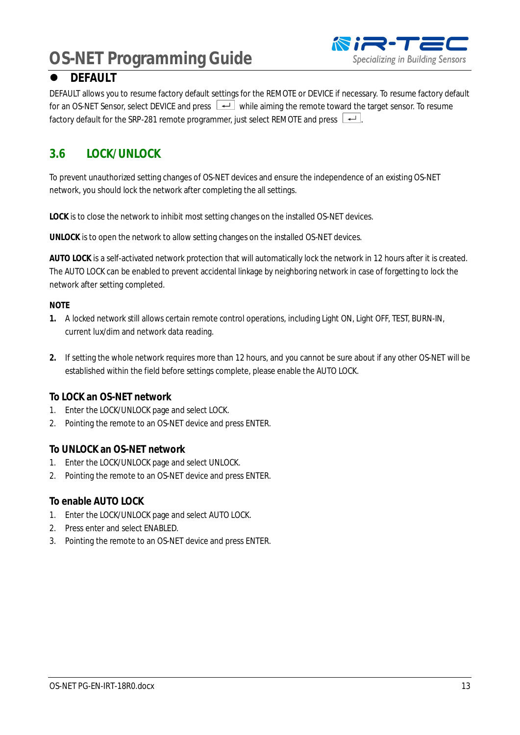- **DEFAULT**

DEFAULT allows you to resume factory default settings for the REMOTE or DEVICE if necessary. To resume factory default for an OS-NET Sensor, select DEVICE and press ↵ while aiming the remote toward the target sensor. To resume factory default for the SRP-281 remote programmer, just select REMOTE and press ↵.

## 3.6 LOCK/UNLOCK

To prevent unauthorized setting changes of OS-NET devices and ensure the independence of an existing OS-NET network, you should lock the network after completing the all settings.

**LOCK** is to close the network to inhibit most setting changes on the installed OS-NET devices.

**UNLOCK** is to open the network to allow setting changes on the installed OS-NET devices.

**AUTO LOCK** is a self-activated network protection that will automatically lock the network in 12 hours after it is created. The AUTO LOCK can be enabled to prevent accidental linkage by neighboring network in case of forgetting to lock the network after setting completed.

**NOTE**

1. A locked network still allows certain remote control operations, including Light ON, Light OFF, TEST, BURN-IN, current lux/dim and network data reading.

2. If setting the whole network requires more than 12 hours, and you cannot be sure about if any other OS-NET will be established within the field before settings complete, please enable the AUTO LOCK.

### To LOCK an OS-NET network

1. Enter the LOCK/UNLOCK page and select LOCK.
2. Pointing the remote to an OS-NET device and press ENTER.

### To UNLOCK an OS-NET network

1. Enter the LOCK/UNLOCK page and select UNLOCK.
2. Pointing the remote to an OS-NET device and press ENTER.

### To enable AUTO LOCK

1. Enter the LOCK/UNLOCK page and select AUTO LOCK.
2. Press enter and select ENABLED.
3. Pointing the remote to an OS-NET device and press ENTER.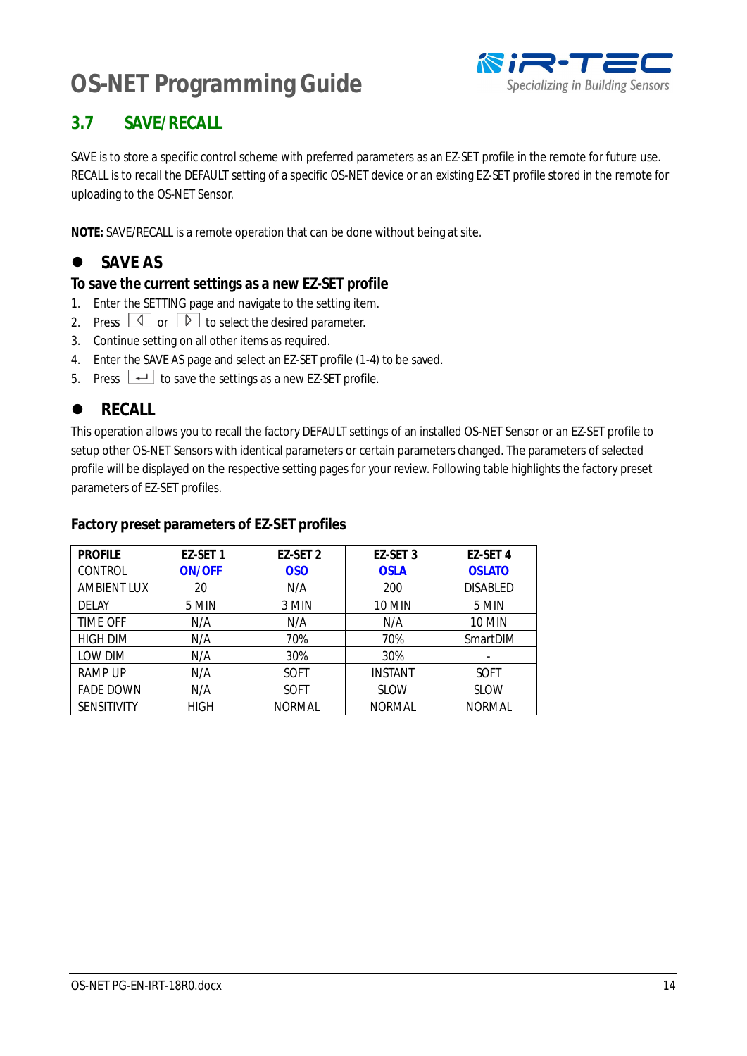## 3.7 SAVE/RECALL

SAVE is to store a specific control scheme with preferred parameters as an EZ-SET profile in the remote for future use. RECALL is to recall the DEFAULT setting of a specific OS-NET device or an existing EZ-SET profile stored in the remote for uploading to the OS-NET Sensor.

**NOTE:** SAVE/RECALL is a remote operation that can be done without being at site.

- ### SAVE AS

**To save the current settings as a new EZ-SET profile**

1. Enter the SETTING page and navigate to the setting item.
2. Press ◁ or ▷ to select the desired parameter.
3. Continue setting on all other items as required.
4. Enter the SAVE AS page and select an EZ-SET profile (1-4) to be saved.
5. Press ↵ to save the settings as a new EZ-SET profile.

- ### RECALL

This operation allows you to recall the factory DEFAULT settings of an installed OS-NET Sensor or an EZ-SET profile to setup other OS-NET Sensors with identical parameters or certain parameters changed. The parameters of selected profile will be displayed on the respective setting pages for your review. Following table highlights the factory preset parameters of EZ-SET profiles.

**Factory preset parameters of EZ-SET profiles**

| PROFILE | EZ-SET 1 | EZ-SET 2 | EZ-SET 3 | EZ-SET 4 |
|---|---|---|---|---|
| CONTROL | **ON/OFF** | **OSO** | **OSLA** | **OSLATO** |
| AMBIENT LUX | 20 | N/A | 200 | DISABLED |
| DELAY | 5 MIN | 3 MIN | 10 MIN | 5 MIN |
| TIME OFF | N/A | N/A | N/A | 10 MIN |
| HIGH DIM | N/A | 70% | 70% | SmartDIM |
| LOW DIM | N/A | 30% | 30% | - |
| RAMP UP | N/A | SOFT | INSTANT | SOFT |
| FADE DOWN | N/A | SOFT | SLOW | SLOW |
| SENSITIVITY | HIGH | NORMAL | NORMAL | NORMAL |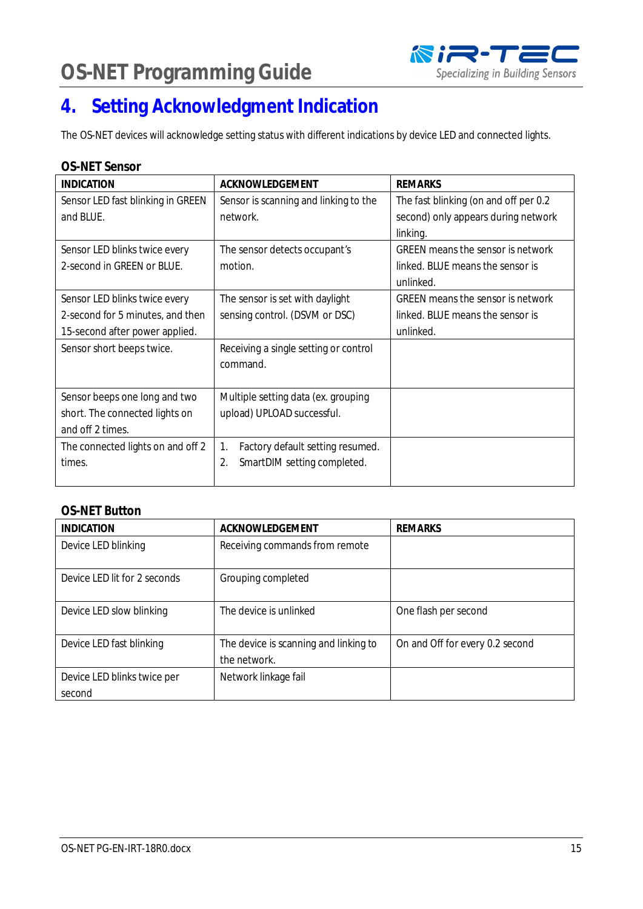# 4. Setting Acknowledgment Indication

The OS-NET devices will acknowledge setting status with different indications by device LED and connected lights.

### OS-NET Sensor

| INDICATION | ACKNOWLEDGEMENT | REMARKS |
|---|---|---|
| Sensor LED fast blinking in GREEN and BLUE. | Sensor is scanning and linking to the network. | The fast blinking (on and off per 0.2 second) only appears during network linking. |
| Sensor LED blinks twice every 2-second in GREEN or BLUE. | The sensor detects occupant's motion. | GREEN means the sensor is network linked. BLUE means the sensor is unlinked. |
| Sensor LED blinks twice every 2-second for 5 minutes, and then 15-second after power applied. | The sensor is set with daylight sensing control. (DSVM or DSC) | GREEN means the sensor is network linked. BLUE means the sensor is unlinked. |
| Sensor short beeps twice. | Receiving a single setting or control command. | |
| Sensor beeps one long and two short. The connected lights on and off 2 times. | Multiple setting data (ex. grouping upload) UPLOAD successful. | |
| The connected lights on and off 2 times. | 1. Factory default setting resumed. 2. SmartDIM setting completed. | |

### OS-NET Button

| INDICATION | ACKNOWLEDGEMENT | REMARKS |
|---|---|---|
| Device LED blinking | Receiving commands from remote | |
| Device LED lit for 2 seconds | Grouping completed | |
| Device LED slow blinking | The device is unlinked | One flash per second |
| Device LED fast blinking | The device is scanning and linking to the network. | On and Off for every 0.2 second |
| Device LED blinks twice per second | Network linkage fail | |